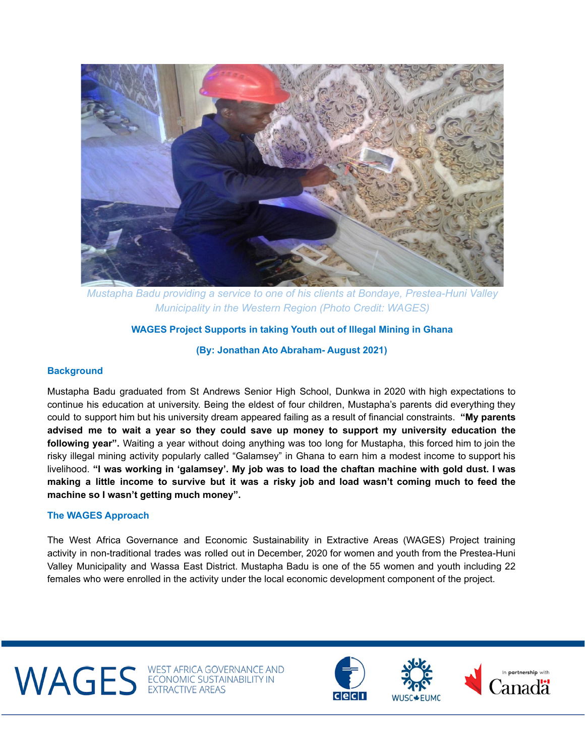*Mustapha Badu providing a service to one of his clients at Bondaye, Prestea-Huni Valley Municipality in the Western Region (Photo Credit: WAGES)*

# WAGES Project Supports in taking Youth out of Illegal Mining in Ghana

**(By: Jonathan Ato Abraham- August 2021)**

## Background

Mustapha Badu graduated from St Andrews Senior High School, Dunkwa in 2020 with high expectations to continue his education at university. Being the eldest of four children, Mustapha's parents did everything they could to support him but his university dream appeared failing as a result of financial constraints. **"My parents advised me to wait a year so they could save up money to support my university education the following year".** Waiting a year without doing anything was too long for Mustapha, this forced him to join the risky illegal mining activity popularly called "Galamsey" in Ghana to earn him a modest income to support his livelihood. **"I was working in 'galamsey'. My job was to load the chaftan machine with gold dust. I was making a little income to survive but it was a risky job and load wasn't coming much to feed the machine so I wasn't getting much money".**

## The WAGES Approach

The West Africa Governance and Economic Sustainability in Extractive Areas (WAGES) Project training activity in non-traditional trades was rolled out in December, 2020 for women and youth from the Prestea-Huni Valley Municipality and Wassa East District. Mustapha Badu is one of the 55 women and youth including 22 females who were enrolled in the activity under the local economic development component of the project.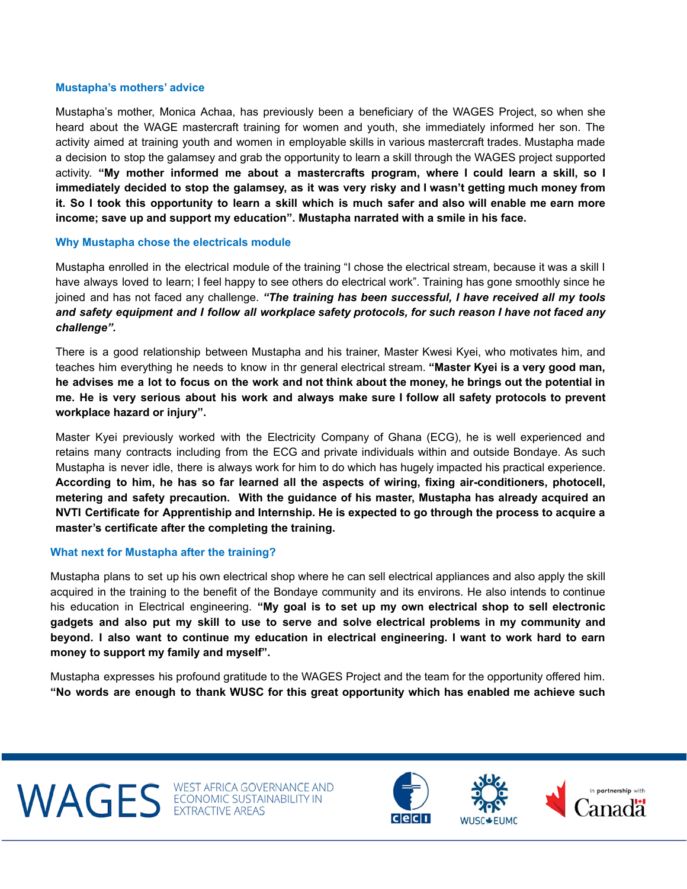### Mustapha's mothers' advice

Mustapha's mother, Monica Achaa, has previously been a beneficiary of the WAGES Project, so when she heard about the WAGE mastercraft training for women and youth, she immediately informed her son. The activity aimed at training youth and women in employable skills in various mastercraft trades. Mustapha made a decision to stop the galamsey and grab the opportunity to learn a skill through the WAGES project supported activity. **"My mother informed me about a mastercrafts program, where I could learn a skill, so I immediately decided to stop the galamsey, as it was very risky and I wasn't getting much money from it. So I took this opportunity to learn a skill which is much safer and also will enable me earn more income; save up and support my education". Mustapha narrated with a smile in his face.**

### Why Mustapha chose the electricals module

Mustapha enrolled in the electrical module of the training "I chose the electrical stream, because it was a skill I have always loved to learn; I feel happy to see others do electrical work". Training has gone smoothly since he joined and has not faced any challenge. ***"The training has been successful, I have received all my tools and safety equipment and I follow all workplace safety protocols, for such reason I have not faced any challenge".***

There is a good relationship between Mustapha and his trainer, Master Kwesi Kyei, who motivates him, and teaches him everything he needs to know in thr general electrical stream. **"Master Kyei is a very good man, he advises me a lot to focus on the work and not think about the money, he brings out the potential in me. He is very serious about his work and always make sure I follow all safety protocols to prevent workplace hazard or injury".**

Master Kyei previously worked with the Electricity Company of Ghana (ECG), he is well experienced and retains many contracts including from the ECG and private individuals within and outside Bondaye. As such Mustapha is never idle, there is always work for him to do which has hugely impacted his practical experience. **According to him, he has so far learned all the aspects of wiring, fixing air-conditioners, photocell, metering and safety precaution. With the guidance of his master, Mustapha has already acquired an NVTI Certificate for Apprentiship and Internship. He is expected to go through the process to acquire a master's certificate after the completing the training.**

### What next for Mustapha after the training?

Mustapha plans to set up his own electrical shop where he can sell electrical appliances and also apply the skill acquired in the training to the benefit of the Bondaye community and its environs. He also intends to continue his education in Electrical engineering. **"My goal is to set up my own electrical shop to sell electronic gadgets and also put my skill to use to serve and solve electrical problems in my community and beyond. I also want to continue my education in electrical engineering. I want to work hard to earn money to support my family and myself".**

Mustapha expresses his profound gratitude to the WAGES Project and the team for the opportunity offered him. **"No words are enough to thank WUSC for this great opportunity which has enabled me achieve such**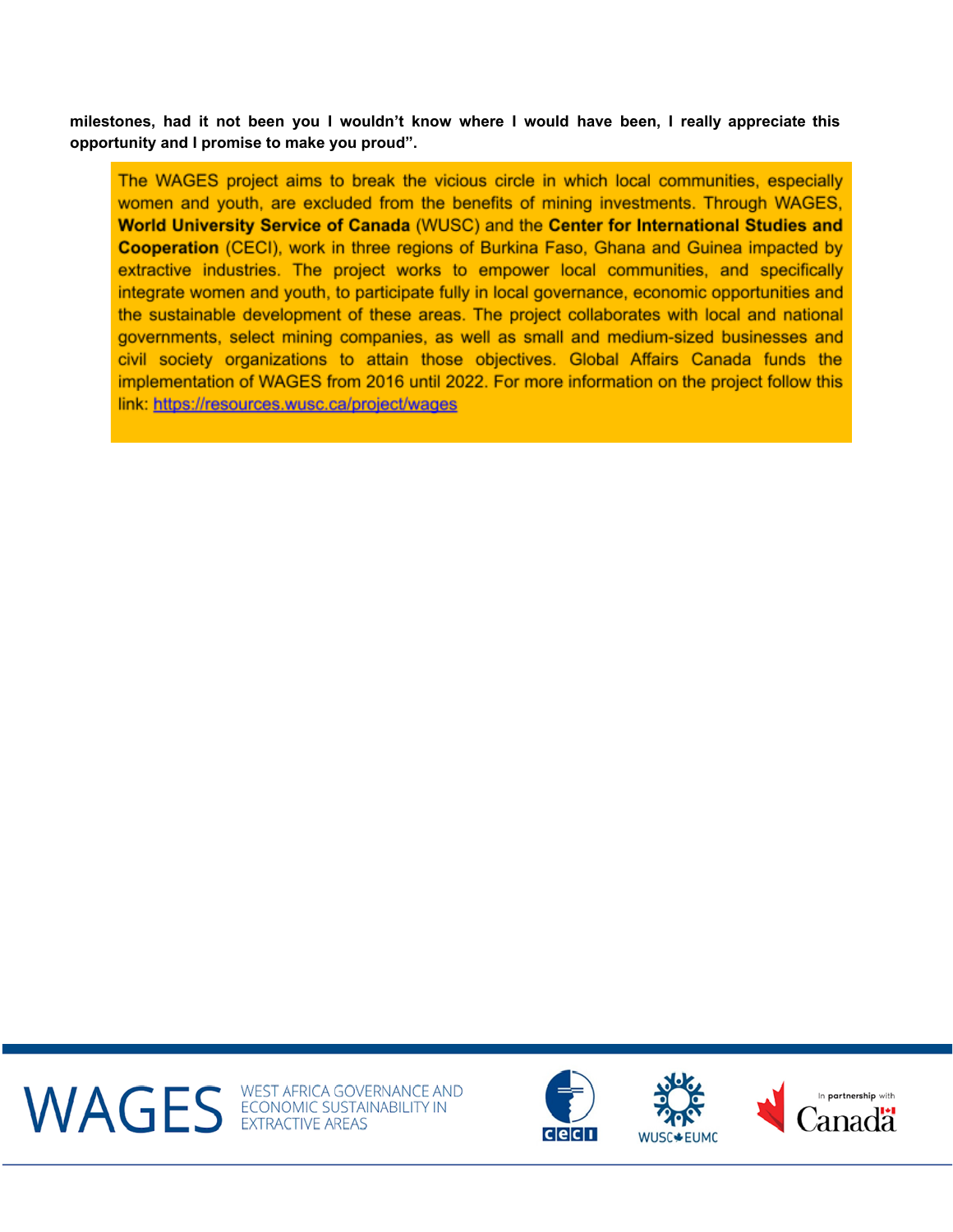**milestones, had it not been you I wouldn't know where I would have been, I really appreciate this opportunity and I promise to make you proud".**

The WAGES project aims to break the vicious circle in which local communities, especially women and youth, are excluded from the benefits of mining investments. Through WAGES, **World University Service of Canada** (WUSC) and the **Center for International Studies and Cooperation** (CECI), work in three regions of Burkina Faso, Ghana and Guinea impacted by extractive industries. The project works to empower local communities, and specifically integrate women and youth, to participate fully in local governance, economic opportunities and the sustainable development of these areas. The project collaborates with local and national governments, select mining companies, as well as small and medium-sized businesses and civil society organizations to attain those objectives. Global Affairs Canada funds the implementation of WAGES from 2016 until 2022. For more information on the project follow this link: https://resources.wusc.ca/project/wages